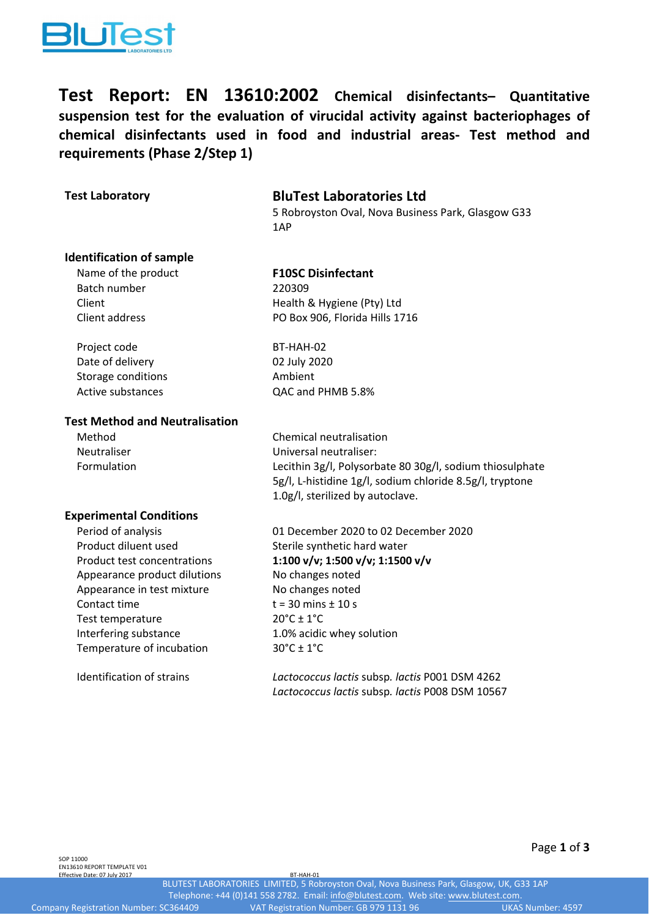# Test Report: EN 13610:2002 Chemical disinfectants– Quantitative suspension test for the evaluation of virucidal activity against bacteriophages of chemical disinfectants used in food and industrial areas- Test method and requirements (Phase 2/Step 1)

| | |
|---|---|
| **Test Laboratory** | **BluTest Laboratories Ltd** |
| | 5 Robroyston Oval, Nova Business Park, Glasgow G33 1AP |

**Identification of sample**

| | |
|---|---|
| Name of the product | **F10SC Disinfectant** |
| Batch number | 220309 |
| Client | Health & Hygiene (Pty) Ltd |
| Client address | PO Box 906, Florida Hills 1716 |
| Project code | BT-HAH-02 |
| Date of delivery | 02 July 2020 |
| Storage conditions | Ambient |
| Active substances | QAC and PHMB 5.8% |

**Test Method and Neutralisation**

| | |
|---|---|
| Method | Chemical neutralisation |
| Neutraliser | Universal neutraliser: |
| Formulation | Lecithin 3g/l, Polysorbate 80 30g/l, sodium thiosulphate 5g/l, L-histidine 1g/l, sodium chloride 8.5g/l, tryptone 1.0g/l, sterilized by autoclave. |

**Experimental Conditions**

| | |
|---|---|
| Period of analysis | 01 December 2020 to 02 December 2020 |
| Product diluent used | Sterile synthetic hard water |
| Product test concentrations | **1:100 v/v; 1:500 v/v; 1:1500 v/v** |
| Appearance product dilutions | No changes noted |
| Appearance in test mixture | No changes noted |
| Contact time | t = 30 mins ± 10 s |
| Test temperature | 20°C ± 1°C |
| Interfering substance | 1.0% acidic whey solution |
| Temperature of incubation | 30°C ± 1°C |
| Identification of strains | *Lactococcus lactis* subsp. *lactis* P001 DSM 4262 |
| | *Lactococcus lactis* subsp. *lactis* P008 DSM 10567 |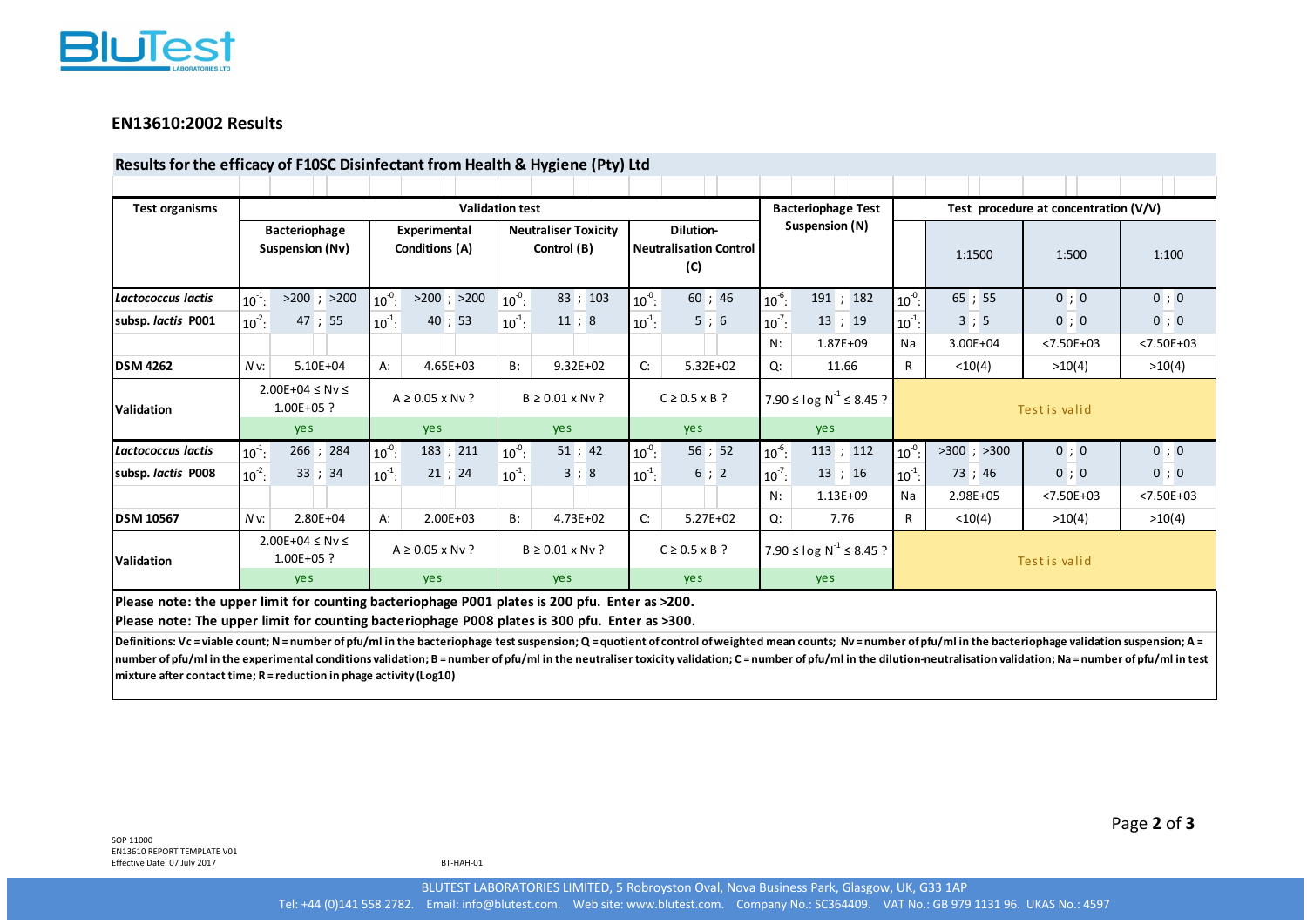## EN13610:2002 Results

### Results for the efficacy of F10SC Disinfectant from Health & Hygiene (Pty) Ltd

| Test organisms | Validation test | | | | | | | | Bacteriophage Test Suspension (N) | | Test procedure at concentration (V/V) | | | |
|---|---|---|---|---|---|---|---|---|---|---|---|---|---|---|
| | Bacteriophage Suspension (Nv) | | Experimental Conditions (A) | | Neutraliser Toxicity Control (B) | | Dilution-Neutralisation Control (C) | | | | | 1:1500 | 1:500 | 1:100 |
| *Lactococcus lactis* | $10^{-1}$: | >200 ; >200 | $10^{-0}$: | >200 ; >200 | $10^{-0}$: | 83 ; 103 | $10^{-0}$: | 60 ; 46 | $10^{-6}$: | 191 ; 182 | $10^{-0}$: | 65 ; 55 | 0 ; 0 | 0 ; 0 |
| subsp. *lactis* P001 | $10^{-2}$: | 47 ; 55 | $10^{-1}$: | 40 ; 53 | $10^{-1}$: | 11 ; 8 | $10^{-1}$: | 5 ; 6 | $10^{-7}$: | 13 ; 19 | $10^{-1}$: | 3 ; 5 | 0 ; 0 | 0 ; 0 |
| | | | | | | | | | N: | 1.87E+09 | Na | 3.00E+04 | <7.50E+03 | <7.50E+03 |
| DSM 4262 | *N* v: | 5.10E+04 | A: | 4.65E+03 | B: | 9.32E+02 | C: | 5.32E+02 | Q: | 11.66 | R | <10(4) | >10(4) | >10(4) |
| Validation | 2.00E+04 ≤ Nv ≤ 1.00E+05 ? | | A ≥ 0.05 x Nv ? | | B ≥ 0.01 x Nv ? | | C ≥ 0.5 x B ? | | 7.90 ≤ log $N^{-1}$ ≤ 8.45 ? | | Test is valid | | | |
| | yes | | yes | | yes | | yes | | yes | | | | | |
| *Lactococcus lactis* | $10^{-1}$: | 266 ; 284 | $10^{-0}$: | 183 ; 211 | $10^{-0}$: | 51 ; 42 | $10^{-0}$: | 56 ; 52 | $10^{-6}$: | 113 ; 112 | $10^{-0}$: | >300 ; >300 | 0 ; 0 | 0 ; 0 |
| subsp. *lactis* P008 | $10^{-2}$: | 33 ; 34 | $10^{-1}$: | 21 ; 24 | $10^{-1}$: | 3 ; 8 | $10^{-1}$: | 6 ; 2 | $10^{-7}$: | 13 ; 16 | $10^{-1}$: | 73 ; 46 | 0 ; 0 | 0 ; 0 |
| | | | | | | | | | N: | 1.13E+09 | Na | 2.98E+05 | <7.50E+03 | <7.50E+03 |
| DSM 10567 | *N* v: | 2.80E+04 | A: | 2.00E+03 | B: | 4.73E+02 | C: | 5.27E+02 | Q: | 7.76 | R | <10(4) | >10(4) | >10(4) |
| Validation | 2.00E+04 ≤ Nv ≤ 1.00E+05 ? | | A ≥ 0.05 x Nv ? | | B ≥ 0.01 x Nv ? | | C ≥ 0.5 x B ? | | 7.90 ≤ log $N^{-1}$ ≤ 8.45 ? | | Test is valid | | | |
| | yes | | yes | | yes | | yes | | yes | | | | | |

**Please note: the upper limit for counting bacteriophage P001 plates is 200 pfu. Enter as >200.**

**Please note: The upper limit for counting bacteriophage P008 plates is 300 pfu. Enter as >300.**

**Definitions: Vc = viable count; N = number of pfu/ml in the bacteriophage test suspension; Q = quotient of control of weighted mean counts; Nv = number of pfu/ml in the bacteriophage validation suspension; A = number of pfu/ml in the experimental conditions validation; B = number of pfu/ml in the neutraliser toxicity validation; C = number of pfu/ml in the dilution-neutralisation validation; Na = number of pfu/ml in test mixture after contact time; R = reduction in phage activity (Log10)**

SOP 11000
EN13610 REPORT TEMPLATE V01
Effective Date: 07 July 2017

BT-HAH-01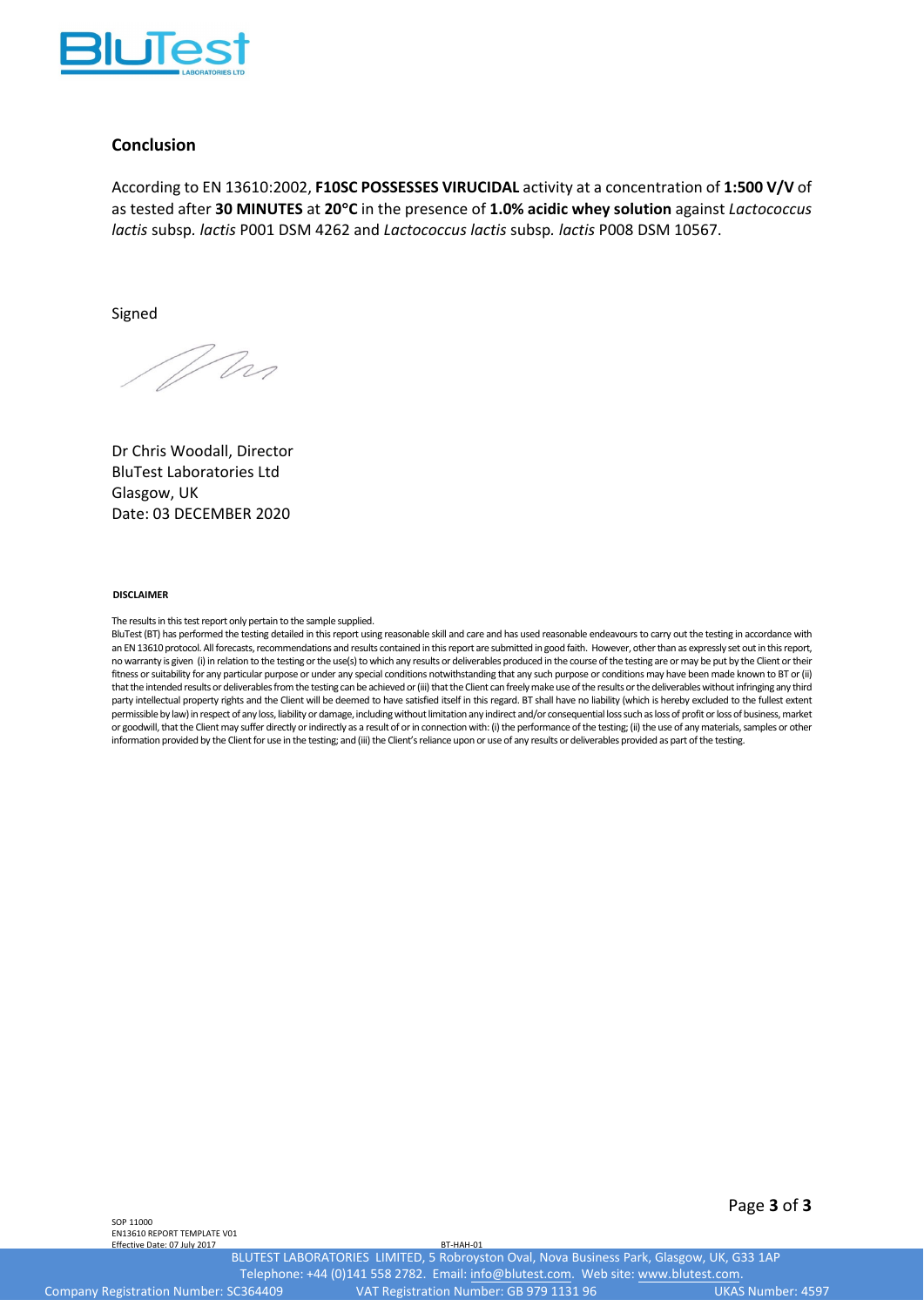## Conclusion

According to EN 13610:2002, **F10SC POSSESSES VIRUCIDAL** activity at a concentration of **1:500 V/V** of as tested after **30 MINUTES** at **20°C** in the presence of **1.0% acidic whey solution** against *Lactococcus lactis* subsp. *lactis* P001 DSM 4262 and *Lactococcus lactis* subsp. *lactis* P008 DSM 10567.

Signed

Dr Chris Woodall, Director
BluTest Laboratories Ltd
Glasgow, UK
Date: 03 DECEMBER 2020

**DISCLAIMER**

The results in this test report only pertain to the sample supplied.
BluTest (BT) has performed the testing detailed in this report using reasonable skill and care and has used reasonable endeavours to carry out the testing in accordance with an EN 13610 protocol. All forecasts, recommendations and results contained in this report are submitted in good faith. However, other than as expressly set out in this report, no warranty is given (i) in relation to the testing or the use(s) to which any results or deliverables produced in the course of the testing are or may be put by the Client or their fitness or suitability for any particular purpose or under any special conditions notwithstanding that any such purpose or conditions may have been made known to BT or (ii) that the intended results or deliverables from the testing can be achieved or (iii) that the Client can freely make use of the results or the deliverables without infringing any third party intellectual property rights and the Client will be deemed to have satisfied itself in this regard. BT shall have no liability (which is hereby excluded to the fullest extent permissible by law) in respect of any loss, liability or damage, including without limitation any indirect and/or consequential loss such as loss of profit or loss of business, market or goodwill, that the Client may suffer directly or indirectly as a result of or in connection with: (i) the performance of the testing; (ii) the use of any materials, samples or other information provided by the Client for use in the testing; and (iii) the Client's reliance upon or use of any results or deliverables provided as part of the testing.